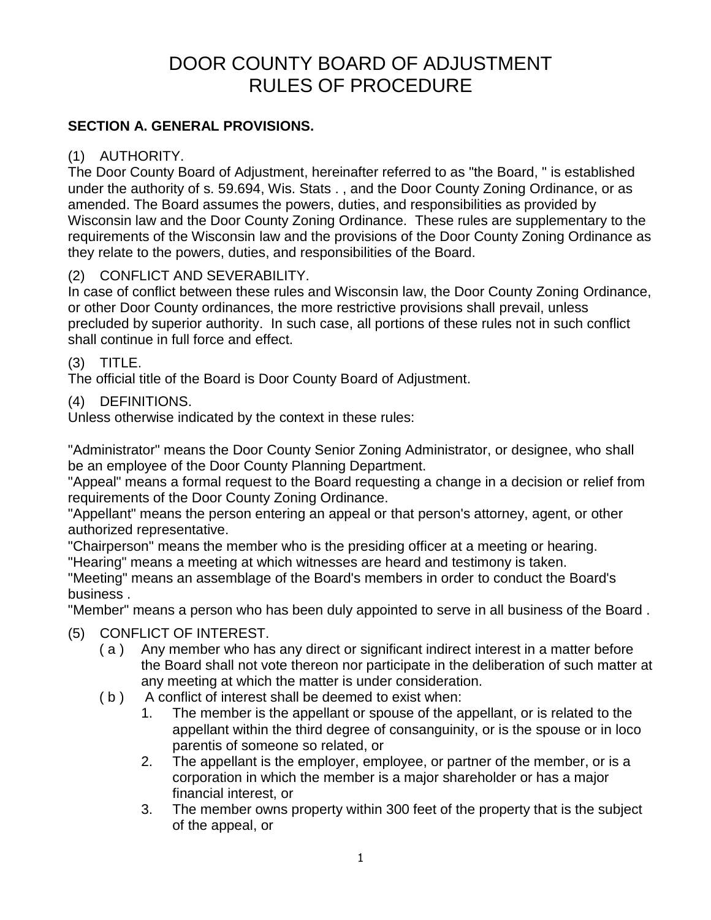# DOOR COUNTY BOARD OF ADJUSTMENT RULES OF PROCEDURE

## SECTION A. GENERAL PROVISIONS.

(1) AUTHORITY.

The Door County Board of Adjustment, hereinafter referred to as "the Board, " is established under the authority of s. 59.694, Wis. Stats . , and the Door County Zoning Ordinance, or as amended. The Board assumes the powers, duties, and responsibilities as provided by Wisconsin law and the Door County Zoning Ordinance. These rules are supplementary to the requirements of the Wisconsin law and the provisions of the Door County Zoning Ordinance as they relate to the powers, duties, and responsibilities of the Board.

(2) CONFLICT AND SEVERABILITY.

In case of conflict between these rules and Wisconsin law, the Door County Zoning Ordinance, or other Door County ordinances, the more restrictive provisions shall prevail, unless precluded by superior authority. In such case, all portions of these rules not in such conflict shall continue in full force and effect.

(3) TITLE.

The official title of the Board is Door County Board of Adjustment.

(4) DEFINITIONS.

Unless otherwise indicated by the context in these rules:

"Administrator" means the Door County Senior Zoning Administrator, or designee, who shall be an employee of the Door County Planning Department.
"Appeal" means a formal request to the Board requesting a change in a decision or relief from requirements of the Door County Zoning Ordinance.
"Appellant" means the person entering an appeal or that person's attorney, agent, or other authorized representative.
"Chairperson" means the member who is the presiding officer at a meeting or hearing.
"Hearing" means a meeting at which witnesses are heard and testimony is taken.
"Meeting" means an assemblage of the Board's members in order to conduct the Board's business .
"Member" means a person who has been duly appointed to serve in all business of the Board .

(5) CONFLICT OF INTEREST.

- ( a ) Any member who has any direct or significant indirect interest in a matter before the Board shall not vote thereon nor participate in the deliberation of such matter at any meeting at which the matter is under consideration.
- ( b ) A conflict of interest shall be deemed to exist when:
  1. The member is the appellant or spouse of the appellant, or is related to the appellant within the third degree of consanguinity, or is the spouse or in loco parentis of someone so related, or
  2. The appellant is the employer, employee, or partner of the member, or is a corporation in which the member is a major shareholder or has a major financial interest, or
  3. The member owns property within 300 feet of the property that is the subject of the appeal, or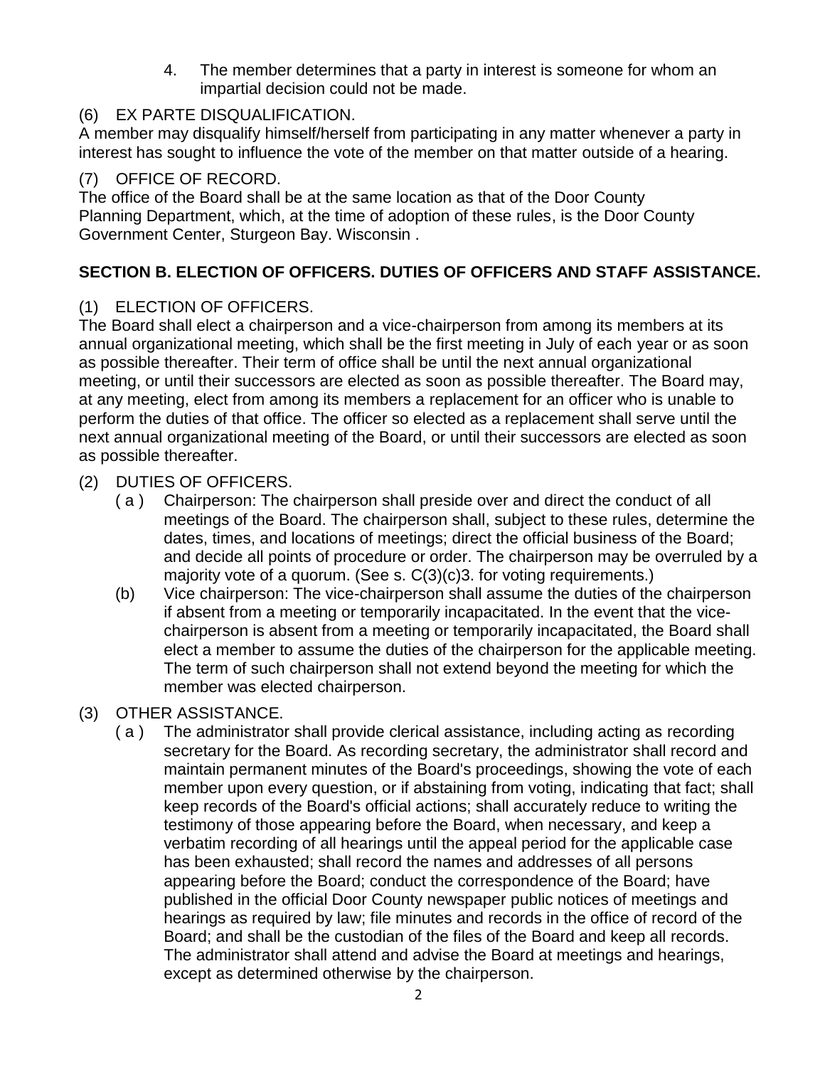4. The member determines that a party in interest is someone for whom an impartial decision could not be made.

(6) EX PARTE DISQUALIFICATION.
A member may disqualify himself/herself from participating in any matter whenever a party in interest has sought to influence the vote of the member on that matter outside of a hearing.

(7) OFFICE OF RECORD.
The office of the Board shall be at the same location as that of the Door County Planning Department, which, at the time of adoption of these rules, is the Door County Government Center, Sturgeon Bay. Wisconsin .

**SECTION B. ELECTION OF OFFICERS. DUTIES OF OFFICERS AND STAFF ASSISTANCE.**

(1) ELECTION OF OFFICERS.
The Board shall elect a chairperson and a vice-chairperson from among its members at its annual organizational meeting, which shall be the first meeting in July of each year or as soon as possible thereafter. Their term of office shall be until the next annual organizational meeting, or until their successors are elected as soon as possible thereafter. The Board may, at any meeting, elect from among its members a replacement for an officer who is unable to perform the duties of that office. The officer so elected as a replacement shall serve until the next annual organizational meeting of the Board, or until their successors are elected as soon as possible thereafter.

(2) DUTIES OF OFFICERS.

( a ) Chairperson: The chairperson shall preside over and direct the conduct of all meetings of the Board. The chairperson shall, subject to these rules, determine the dates, times, and locations of meetings; direct the official business of the Board; and decide all points of procedure or order. The chairperson may be overruled by a majority vote of a quorum. (See s. C(3)(c)3. for voting requirements.)

(b) Vice chairperson: The vice-chairperson shall assume the duties of the chairperson if absent from a meeting or temporarily incapacitated. In the event that the vice-chairperson is absent from a meeting or temporarily incapacitated, the Board shall elect a member to assume the duties of the chairperson for the applicable meeting. The term of such chairperson shall not extend beyond the meeting for which the member was elected chairperson.

(3) OTHER ASSISTANCE.

( a ) The administrator shall provide clerical assistance, including acting as recording secretary for the Board. As recording secretary, the administrator shall record and maintain permanent minutes of the Board's proceedings, showing the vote of each member upon every question, or if abstaining from voting, indicating that fact; shall keep records of the Board's official actions; shall accurately reduce to writing the testimony of those appearing before the Board, when necessary, and keep a verbatim recording of all hearings until the appeal period for the applicable case has been exhausted; shall record the names and addresses of all persons appearing before the Board; conduct the correspondence of the Board; have published in the official Door County newspaper public notices of meetings and hearings as required by law; file minutes and records in the office of record of the Board; and shall be the custodian of the files of the Board and keep all records. The administrator shall attend and advise the Board at meetings and hearings, except as determined otherwise by the chairperson.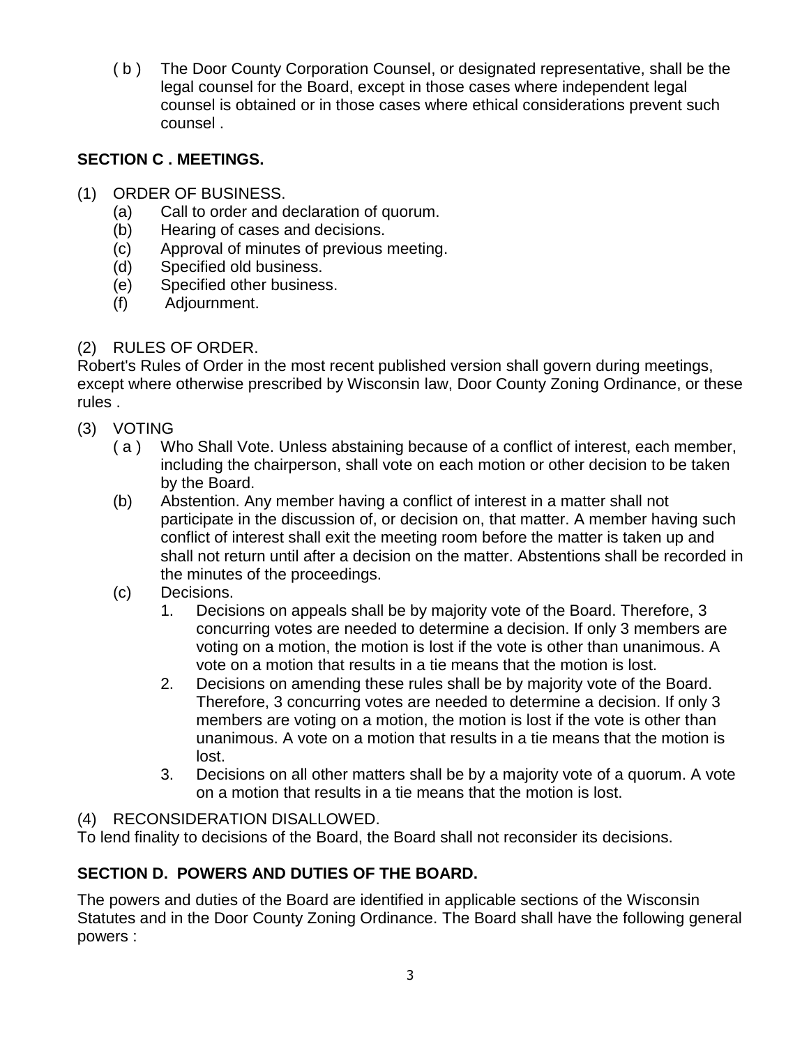( b ) The Door County Corporation Counsel, or designated representative, shall be the legal counsel for the Board, except in those cases where independent legal counsel is obtained or in those cases where ethical considerations prevent such counsel .

**SECTION C . MEETINGS.**

(1) ORDER OF BUSINESS.

(a) Call to order and declaration of quorum.
(b) Hearing of cases and decisions.
(c) Approval of minutes of previous meeting.
(d) Specified old business.
(e) Specified other business.
(f) Adjournment.

(2) RULES OF ORDER.

Robert's Rules of Order in the most recent published version shall govern during meetings, except where otherwise prescribed by Wisconsin law, Door County Zoning Ordinance, or these rules .

(3) VOTING

( a ) Who Shall Vote. Unless abstaining because of a conflict of interest, each member, including the chairperson, shall vote on each motion or other decision to be taken by the Board.

(b) Abstention. Any member having a conflict of interest in a matter shall not participate in the discussion of, or decision on, that matter. A member having such conflict of interest shall exit the meeting room before the matter is taken up and shall not return until after a decision on the matter. Abstentions shall be recorded in the minutes of the proceedings.

(c) Decisions.

1. Decisions on appeals shall be by majority vote of the Board. Therefore, 3 concurring votes are needed to determine a decision. If only 3 members are voting on a motion, the motion is lost if the vote is other than unanimous. A vote on a motion that results in a tie means that the motion is lost.
2. Decisions on amending these rules shall be by majority vote of the Board. Therefore, 3 concurring votes are needed to determine a decision. If only 3 members are voting on a motion, the motion is lost if the vote is other than unanimous. A vote on a motion that results in a tie means that the motion is lost.
3. Decisions on all other matters shall be by a majority vote of a quorum. A vote on a motion that results in a tie means that the motion is lost.

(4) RECONSIDERATION DISALLOWED.

To lend finality to decisions of the Board, the Board shall not reconsider its decisions.

**SECTION D. POWERS AND DUTIES OF THE BOARD.**

The powers and duties of the Board are identified in applicable sections of the Wisconsin Statutes and in the Door County Zoning Ordinance. The Board shall have the following general powers :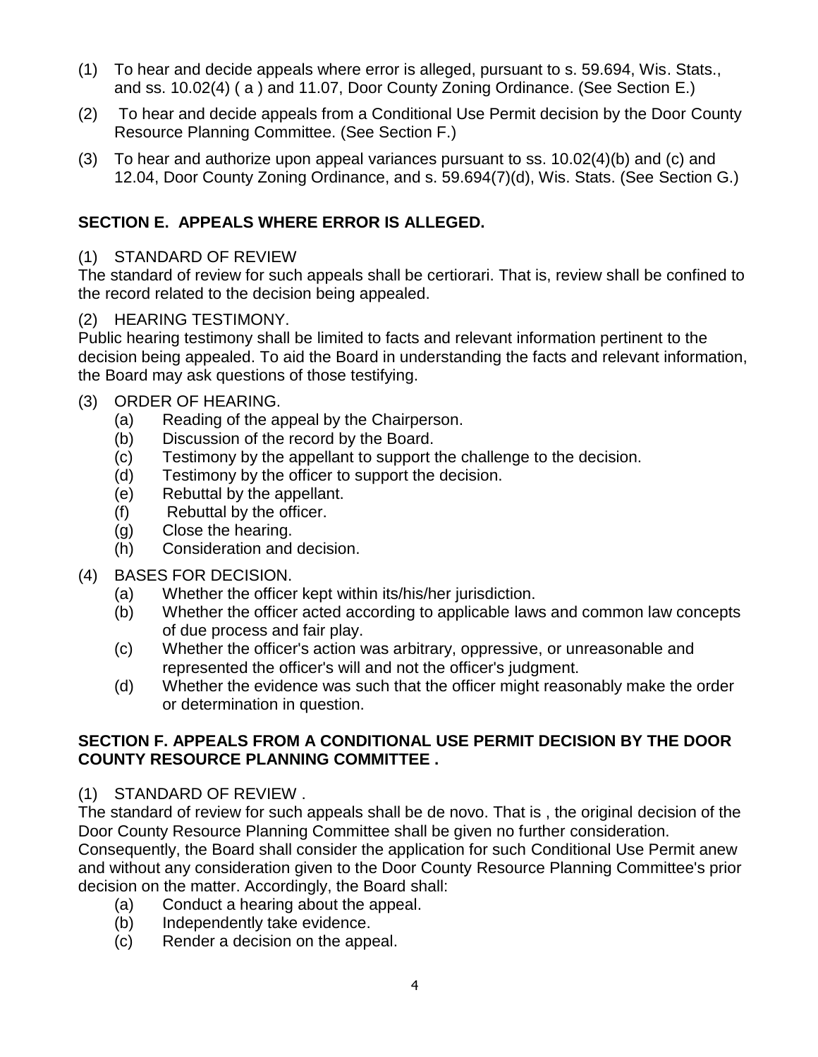(1) To hear and decide appeals where error is alleged, pursuant to s. 59.694, Wis. Stats., and ss. 10.02(4) ( a ) and 11.07, Door County Zoning Ordinance. (See Section E.)

(2) To hear and decide appeals from a Conditional Use Permit decision by the Door County Resource Planning Committee. (See Section F.)

(3) To hear and authorize upon appeal variances pursuant to ss. 10.02(4)(b) and (c) and 12.04, Door County Zoning Ordinance, and s. 59.694(7)(d), Wis. Stats. (See Section G.)

## SECTION E. APPEALS WHERE ERROR IS ALLEGED.

(1) STANDARD OF REVIEW

The standard of review for such appeals shall be certiorari. That is, review shall be confined to the record related to the decision being appealed.

(2) HEARING TESTIMONY.

Public hearing testimony shall be limited to facts and relevant information pertinent to the decision being appealed. To aid the Board in understanding the facts and relevant information, the Board may ask questions of those testifying.

(3) ORDER OF HEARING.

- (a) Reading of the appeal by the Chairperson.
- (b) Discussion of the record by the Board.
- (c) Testimony by the appellant to support the challenge to the decision.
- (d) Testimony by the officer to support the decision.
- (e) Rebuttal by the appellant.
- (f) Rebuttal by the officer.
- (g) Close the hearing.
- (h) Consideration and decision.

(4) BASES FOR DECISION.

- (a) Whether the officer kept within its/his/her jurisdiction.
- (b) Whether the officer acted according to applicable laws and common law concepts of due process and fair play.
- (c) Whether the officer's action was arbitrary, oppressive, or unreasonable and represented the officer's will and not the officer's judgment.
- (d) Whether the evidence was such that the officer might reasonably make the order or determination in question.

## SECTION F. APPEALS FROM A CONDITIONAL USE PERMIT DECISION BY THE DOOR COUNTY RESOURCE PLANNING COMMITTEE .

(1) STANDARD OF REVIEW .

The standard of review for such appeals shall be de novo. That is , the original decision of the Door County Resource Planning Committee shall be given no further consideration. Consequently, the Board shall consider the application for such Conditional Use Permit anew and without any consideration given to the Door County Resource Planning Committee's prior decision on the matter. Accordingly, the Board shall:

- (a) Conduct a hearing about the appeal.
- (b) Independently take evidence.
- (c) Render a decision on the appeal.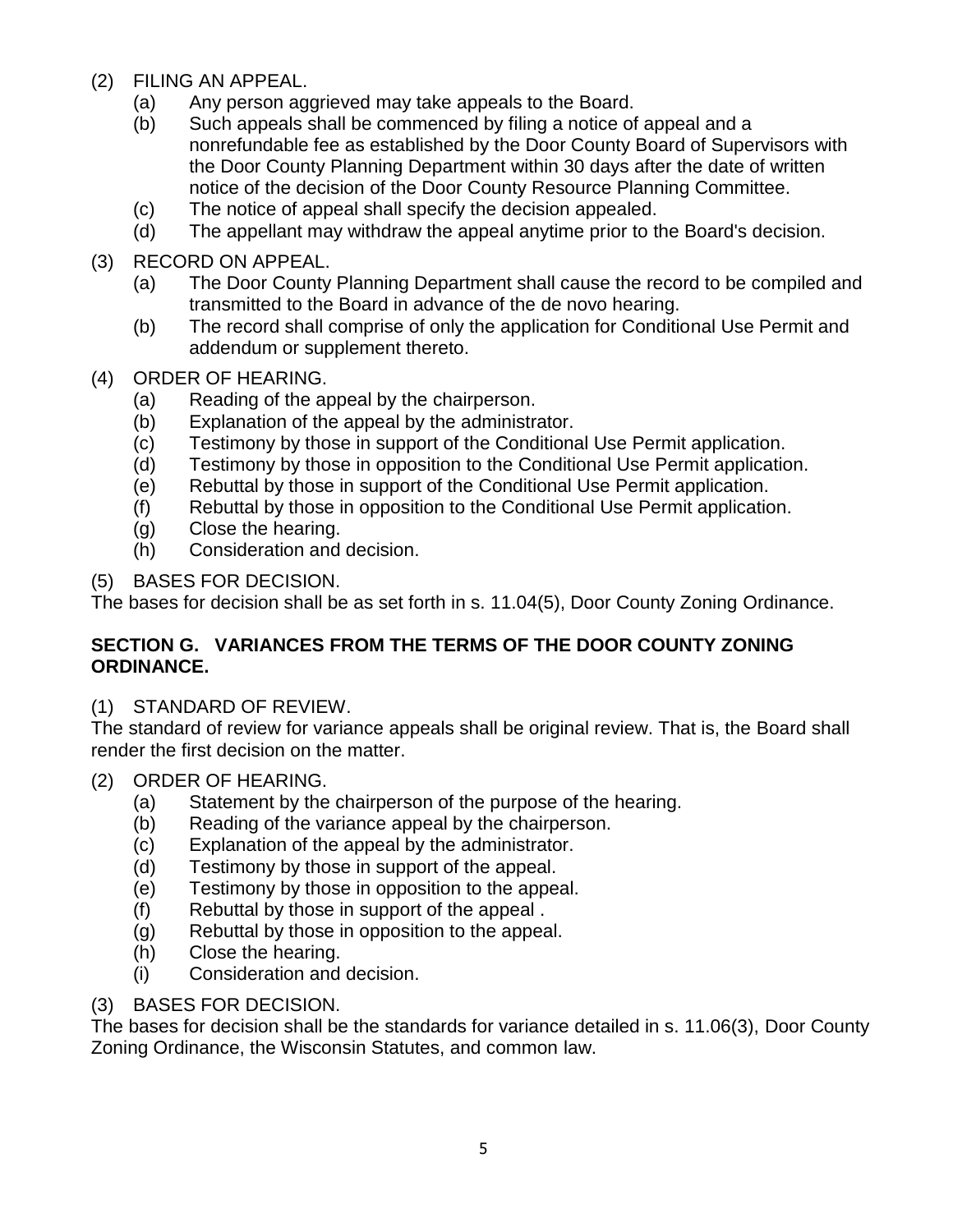(2) FILING AN APPEAL.
   - (a) Any person aggrieved may take appeals to the Board.
   - (b) Such appeals shall be commenced by filing a notice of appeal and a nonrefundable fee as established by the Door County Board of Supervisors with the Door County Planning Department within 30 days after the date of written notice of the decision of the Door County Resource Planning Committee.
   - (c) The notice of appeal shall specify the decision appealed.
   - (d) The appellant may withdraw the appeal anytime prior to the Board's decision.

(3) RECORD ON APPEAL.
   - (a) The Door County Planning Department shall cause the record to be compiled and transmitted to the Board in advance of the de novo hearing.
   - (b) The record shall comprise of only the application for Conditional Use Permit and addendum or supplement thereto.

(4) ORDER OF HEARING.
   - (a) Reading of the appeal by the chairperson.
   - (b) Explanation of the appeal by the administrator.
   - (c) Testimony by those in support of the Conditional Use Permit application.
   - (d) Testimony by those in opposition to the Conditional Use Permit application.
   - (e) Rebuttal by those in support of the Conditional Use Permit application.
   - (f) Rebuttal by those in opposition to the Conditional Use Permit application.
   - (g) Close the hearing.
   - (h) Consideration and decision.

(5) BASES FOR DECISION.
The bases for decision shall be as set forth in s. 11.04(5), Door County Zoning Ordinance.

**SECTION G. VARIANCES FROM THE TERMS OF THE DOOR COUNTY ZONING ORDINANCE.**

(1) STANDARD OF REVIEW.
The standard of review for variance appeals shall be original review. That is, the Board shall render the first decision on the matter.

(2) ORDER OF HEARING.
   - (a) Statement by the chairperson of the purpose of the hearing.
   - (b) Reading of the variance appeal by the chairperson.
   - (c) Explanation of the appeal by the administrator.
   - (d) Testimony by those in support of the appeal.
   - (e) Testimony by those in opposition to the appeal.
   - (f) Rebuttal by those in support of the appeal .
   - (g) Rebuttal by those in opposition to the appeal.
   - (h) Close the hearing.
   - (i) Consideration and decision.

(3) BASES FOR DECISION.
The bases for decision shall be the standards for variance detailed in s. 11.06(3), Door County Zoning Ordinance, the Wisconsin Statutes, and common law.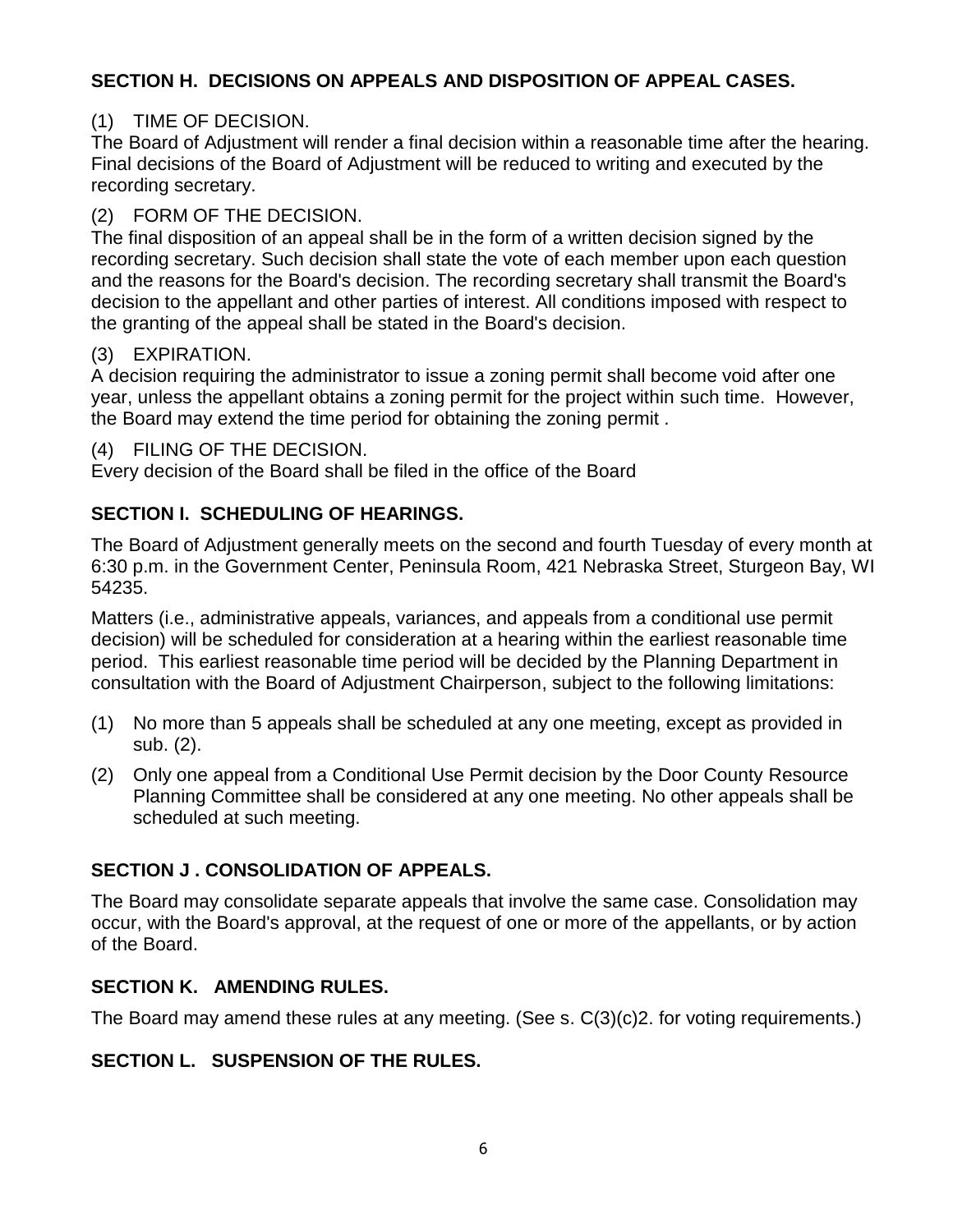## SECTION H. DECISIONS ON APPEALS AND DISPOSITION OF APPEAL CASES.

(1) TIME OF DECISION.
The Board of Adjustment will render a final decision within a reasonable time after the hearing. Final decisions of the Board of Adjustment will be reduced to writing and executed by the recording secretary.

(2) FORM OF THE DECISION.
The final disposition of an appeal shall be in the form of a written decision signed by the recording secretary. Such decision shall state the vote of each member upon each question and the reasons for the Board's decision. The recording secretary shall transmit the Board's decision to the appellant and other parties of interest. All conditions imposed with respect to the granting of the appeal shall be stated in the Board's decision.

(3) EXPIRATION.
A decision requiring the administrator to issue a zoning permit shall become void after one year, unless the appellant obtains a zoning permit for the project within such time. However, the Board may extend the time period for obtaining the zoning permit .

(4) FILING OF THE DECISION.
Every decision of the Board shall be filed in the office of the Board

## SECTION I. SCHEDULING OF HEARINGS.

The Board of Adjustment generally meets on the second and fourth Tuesday of every month at 6:30 p.m. in the Government Center, Peninsula Room, 421 Nebraska Street, Sturgeon Bay, WI 54235.

Matters (i.e., administrative appeals, variances, and appeals from a conditional use permit decision) will be scheduled for consideration at a hearing within the earliest reasonable time period. This earliest reasonable time period will be decided by the Planning Department in consultation with the Board of Adjustment Chairperson, subject to the following limitations:

(1) No more than 5 appeals shall be scheduled at any one meeting, except as provided in sub. (2).

(2) Only one appeal from a Conditional Use Permit decision by the Door County Resource Planning Committee shall be considered at any one meeting. No other appeals shall be scheduled at such meeting.

## SECTION J . CONSOLIDATION OF APPEALS.

The Board may consolidate separate appeals that involve the same case. Consolidation may occur, with the Board's approval, at the request of one or more of the appellants, or by action of the Board.

## SECTION K. AMENDING RULES.

The Board may amend these rules at any meeting. (See s. C(3)(c)2. for voting requirements.)

## SECTION L. SUSPENSION OF THE RULES.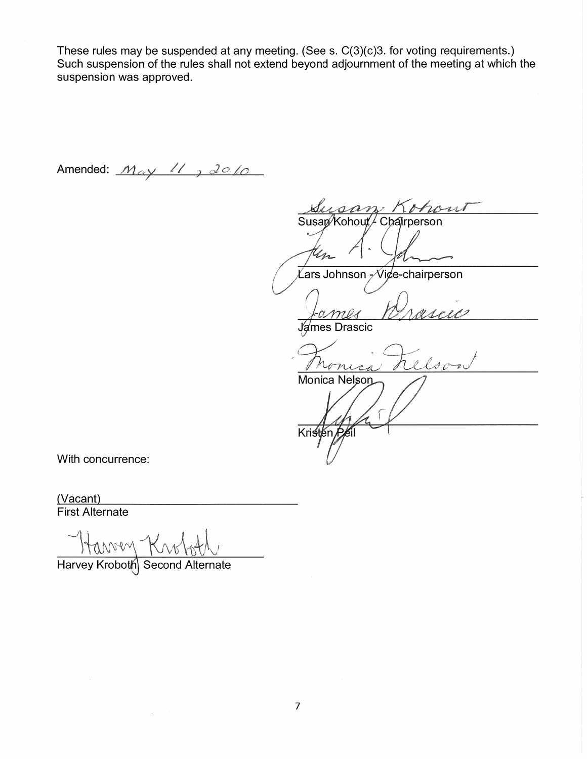These rules may be suspended at any meeting. (See s. C(3)(c)3. for voting requirements.) Such suspension of the rules shall not extend beyond adjournment of the meeting at which the suspension was approved.

Amended: May 11, 2010

Susan Kohout
Susan Kohout - Chairperson

Lars Johnson - Vice-chairperson

James Drascic
James Drascic

Monica Nelson
Monica Nelson

Kristen Peil

With concurrence:

(Vacant)
First Alternate

Harvey Kroboth
Harvey Kroboth, Second Alternate